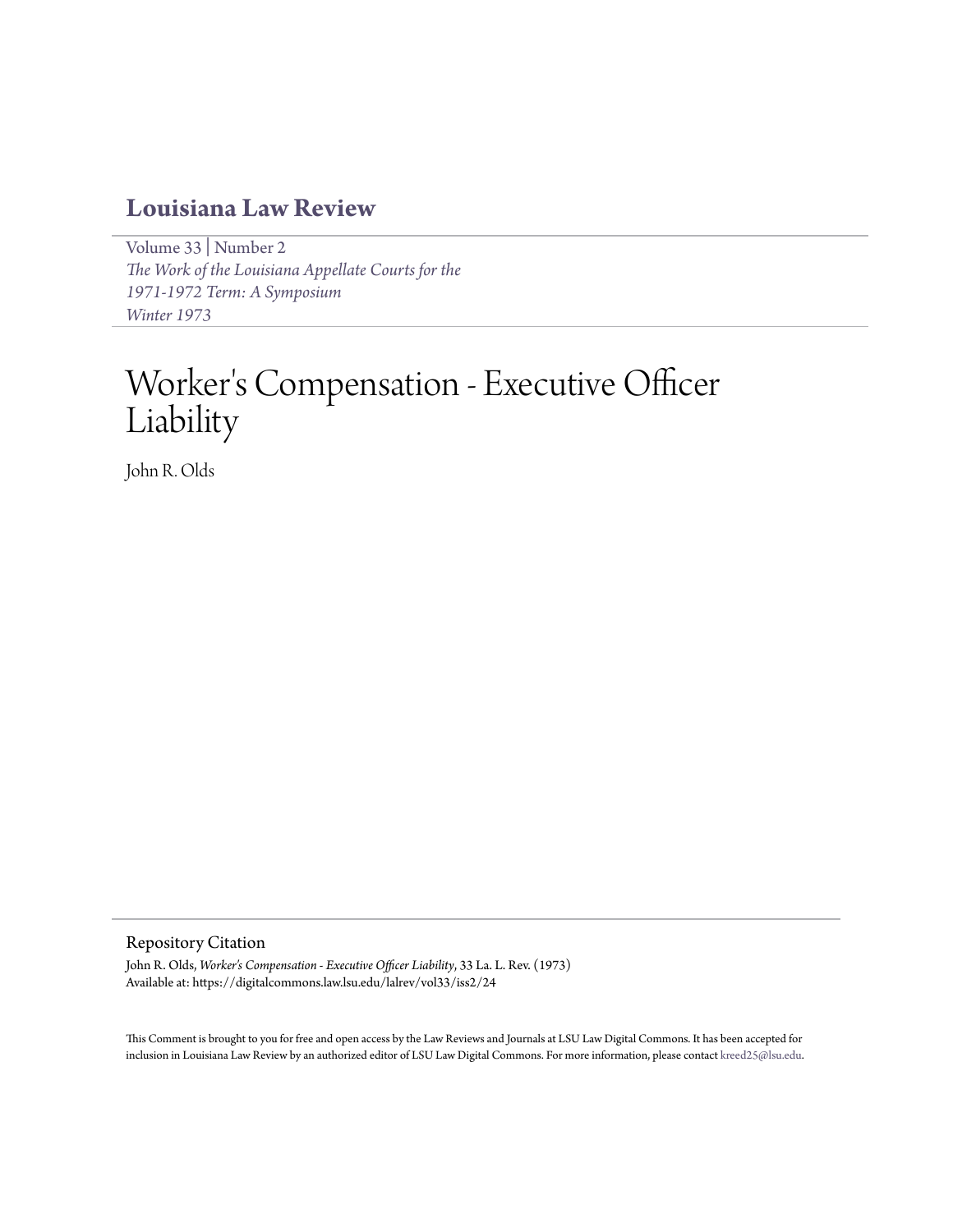# Louisiana Law Review

Volume 33 | Number 2
*The Work of the Louisiana Appellate Courts for the 1971-1972 Term: A Symposium*
*Winter 1973*

# Worker's Compensation - Executive Officer Liability

John R. Olds

## Repository Citation

John R. Olds, *Worker's Compensation - Executive Officer Liability*, 33 La. L. Rev. (1973)
Available at: https://digitalcommons.law.lsu.edu/lalrev/vol33/iss2/24

This Comment is brought to you for free and open access by the Law Reviews and Journals at LSU Law Digital Commons. It has been accepted for inclusion in Louisiana Law Review by an authorized editor of LSU Law Digital Commons. For more information, please contact kreed25@lsu.edu.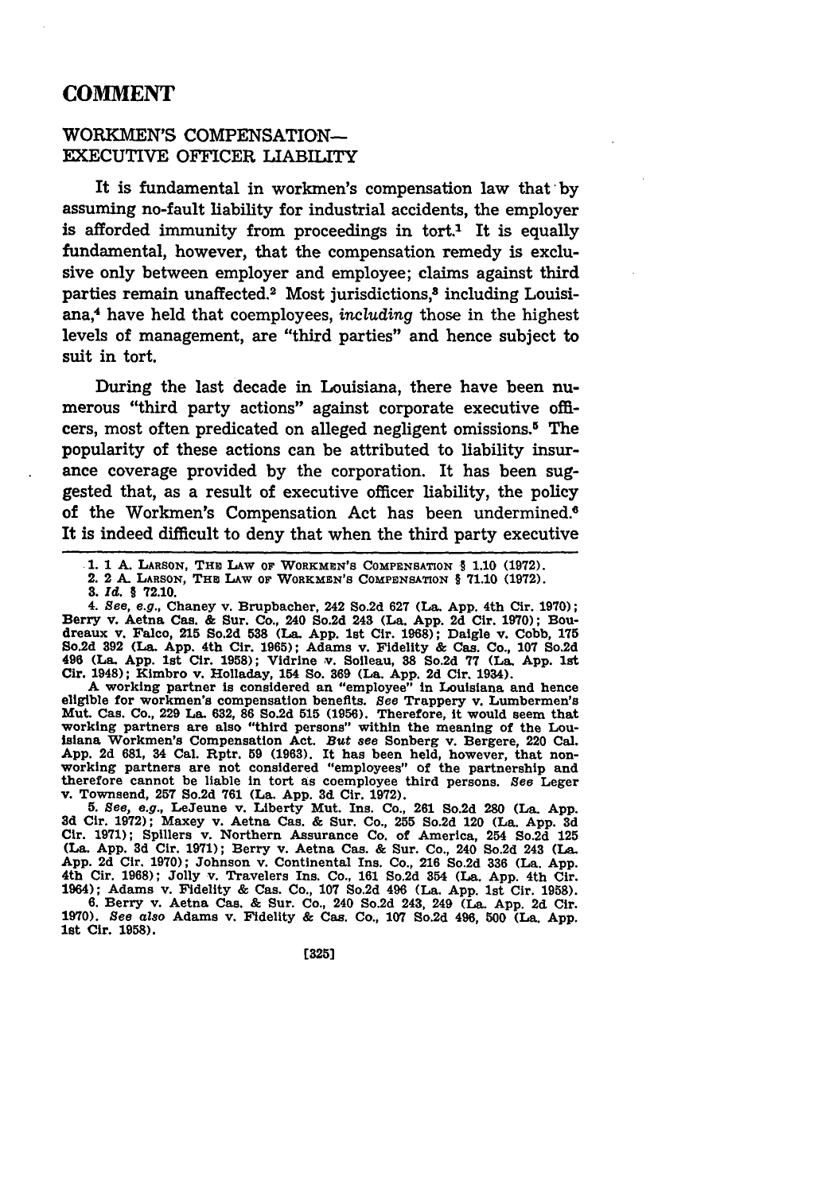# COMMENT

## WORKMEN'S COMPENSATION— EXECUTIVE OFFICER LIABILITY

It is fundamental in workmen's compensation law that by assuming no-fault liability for industrial accidents, the employer is afforded immunity from proceedings in tort.[1] It is equally fundamental, however, that the compensation remedy is exclusive only between employer and employee; claims against third parties remain unaffected.[2] Most jurisdictions,[3] including Louisiana,[4] have held that coemployees, *including* those in the highest levels of management, are "third parties" and hence subject to suit in tort.

During the last decade in Louisiana, there have been numerous "third party actions" against corporate executive officers, most often predicated on alleged negligent omissions.[5] The popularity of these actions can be attributed to liability insurance coverage provided by the corporation. It has been suggested that, as a result of executive officer liability, the policy of the Workmen's Compensation Act has been undermined.[6] It is indeed difficult to deny that when the third party executive

---

1. 1 A. LARSON, THE LAW OF WORKMEN'S COMPENSATION § 1.10 (1972).

2. 2 A. LARSON, THE LAW OF WORKMEN'S COMPENSATION § 71.10 (1972).

3. *Id.* § 72.10.

4. *See, e.g.,* Chaney v. Brupbacher, 242 So.2d 627 (La. App. 4th Cir. 1970); Berry v. Aetna Cas. & Sur. Co., 240 So.2d 243 (La. App. 2d Cir. 1970); Boudreaux v. Falco, 215 So.2d 538 (La. App. 1st Cir. 1968); Daigle v. Cobb, 175 So.2d 392 (La. App. 4th Cir. 1965); Adams v. Fidelity & Cas. Co., 107 So.2d 496 (La. App. 1st Cir. 1958); Vidrine v. Soileau, 38 So.2d 77 (La. App. 1st Cir. 1948); Kimbro v. Holladay, 154 So. 369 (La. App. 2d Cir. 1934).

A working partner is considered an "employee" in Louisiana and hence eligible for workmen's compensation benefits. *See* Trappery v. Lumbermen's Mut. Cas. Co., 229 La. 632, 86 So.2d 515 (1956). Therefore, it would seem that working partners are also "third persons" within the meaning of the Louisiana Workmen's Compensation Act. *But see* Sonberg v. Bergere, 220 Cal. App. 2d 681, 34 Cal. Rptr. 59 (1963). It has been held, however, that non-working partners are not considered "employees" of the partnership and therefore cannot be liable in tort as coemployee third persons. *See* Leger v. Townsend, 257 So.2d 761 (La. App. 3d Cir. 1972).

5. *See, e.g.,* LeJeune v. Liberty Mut. Ins. Co., 261 So.2d 280 (La. App. 3d Cir. 1972); Maxey v. Aetna Cas. & Sur. Co., 255 So.2d 120 (La. App. 3d Cir. 1971); Spillers v. Northern Assurance Co. of America, 254 So.2d 125 (La. App. 3d Cir. 1971); Berry v. Aetna Cas. & Sur. Co., 240 So.2d 243 (La. App. 2d Cir. 1970); Johnson v. Continental Ins. Co., 216 So.2d 336 (La. App. 4th Cir. 1968); Jolly v. Travelers Ins. Co., 161 So.2d 354 (La. App. 4th Cir. 1964); Adams v. Fidelity & Cas. Co., 107 So.2d 496 (La. App. 1st Cir. 1958).

6. Berry v. Aetna Cas. & Sur. Co., 240 So.2d 243, 249 (La. App. 2d Cir. 1970). *See also* Adams v. Fidelity & Cas. Co., 107 So.2d 496, 500 (La. App. 1st Cir. 1958).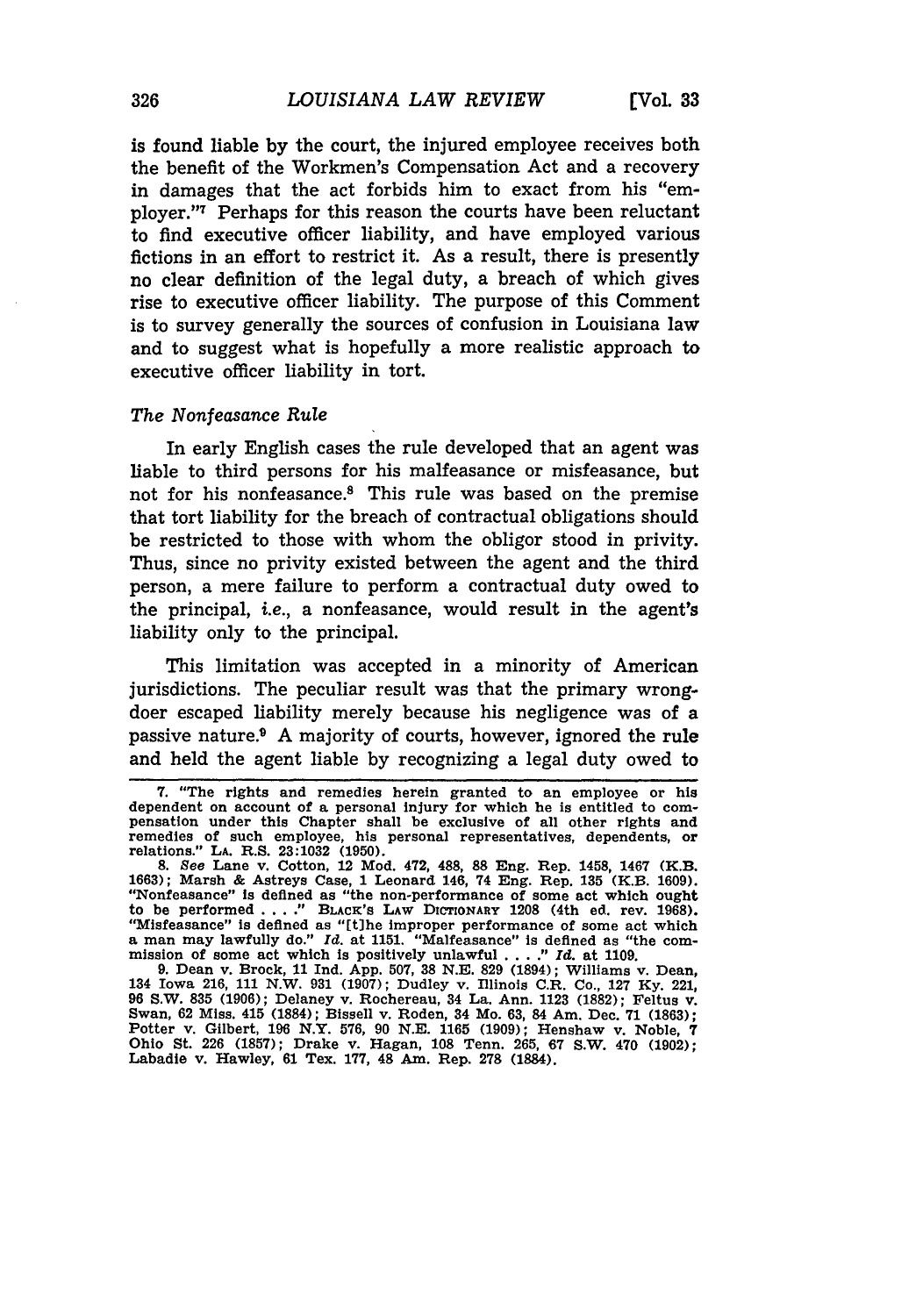is found liable by the court, the injured employee receives both the benefit of the Workmen's Compensation Act and a recovery in damages that the act forbids him to exact from his "employer."[7] Perhaps for this reason the courts have been reluctant to find executive officer liability, and have employed various fictions in an effort to restrict it. As a result, there is presently no clear definition of the legal duty, a breach of which gives rise to executive officer liability. The purpose of this Comment is to survey generally the sources of confusion in Louisiana law and to suggest what is hopefully a more realistic approach to executive officer liability in tort.

### *The Nonfeasance Rule*

In early English cases the rule developed that an agent was liable to third persons for his malfeasance or misfeasance, but not for his nonfeasance.[8] This rule was based on the premise that tort liability for the breach of contractual obligations should be restricted to those with whom the obligor stood in privity. Thus, since no privity existed between the agent and the third person, a mere failure to perform a contractual duty owed to the principal, *i.e.*, a nonfeasance, would result in the agent's liability only to the principal.

This limitation was accepted in a minority of American jurisdictions. The peculiar result was that the primary wrongdoer escaped liability merely because his negligence was of a passive nature.[9] A majority of courts, however, ignored the rule and held the agent liable by recognizing a legal duty owed to

---

7. "The rights and remedies herein granted to an employee or his dependent on account of a personal injury for which he is entitled to compensation under this Chapter shall be exclusive of all other rights and remedies of such employee, his personal representatives, dependents, or relations." LA. R.S. 23:1032 (1950).

8. *See* Lane v. Cotton, 12 Mod. 472, 488, 88 Eng. Rep. 1458, 1467 (K.B. 1663); Marsh & Astreys Case, 1 Leonard 146, 74 Eng. Rep. 135 (K.B. 1609). "Nonfeasance" is defined as "the non-performance of some act which ought to be performed . . . ." BLACK'S LAW DICTIONARY 1208 (4th ed. rev. 1968). "Misfeasance" is defined as "[t]he improper performance of some act which a man may lawfully do." *Id.* at 1151. "Malfeasance" is defined as "the commission of some act which is positively unlawful . . . ." *Id.* at 1109.

9. Dean v. Brock, 11 Ind. App. 507, 38 N.E. 829 (1894); Williams v. Dean, 134 Iowa 216, 111 N.W. 931 (1907); Dudley v. Illinois C.R. Co., 127 Ky. 221, 96 S.W. 835 (1906); Delaney v. Rochereau, 34 La. Ann. 1123 (1882); Feltus v. Swan, 62 Miss. 415 (1884); Bissell v. Roden, 34 Mo. 63, 84 Am. Dec. 71 (1863); Potter v. Gilbert, 196 N.Y. 576, 90 N.E. 1165 (1909); Henshaw v. Noble, 7 Ohio St. 226 (1857); Drake v. Hagan, 108 Tenn. 265, 67 S.W. 470 (1902); Labadie v. Hawley, 61 Tex. 177, 48 Am. Rep. 278 (1884).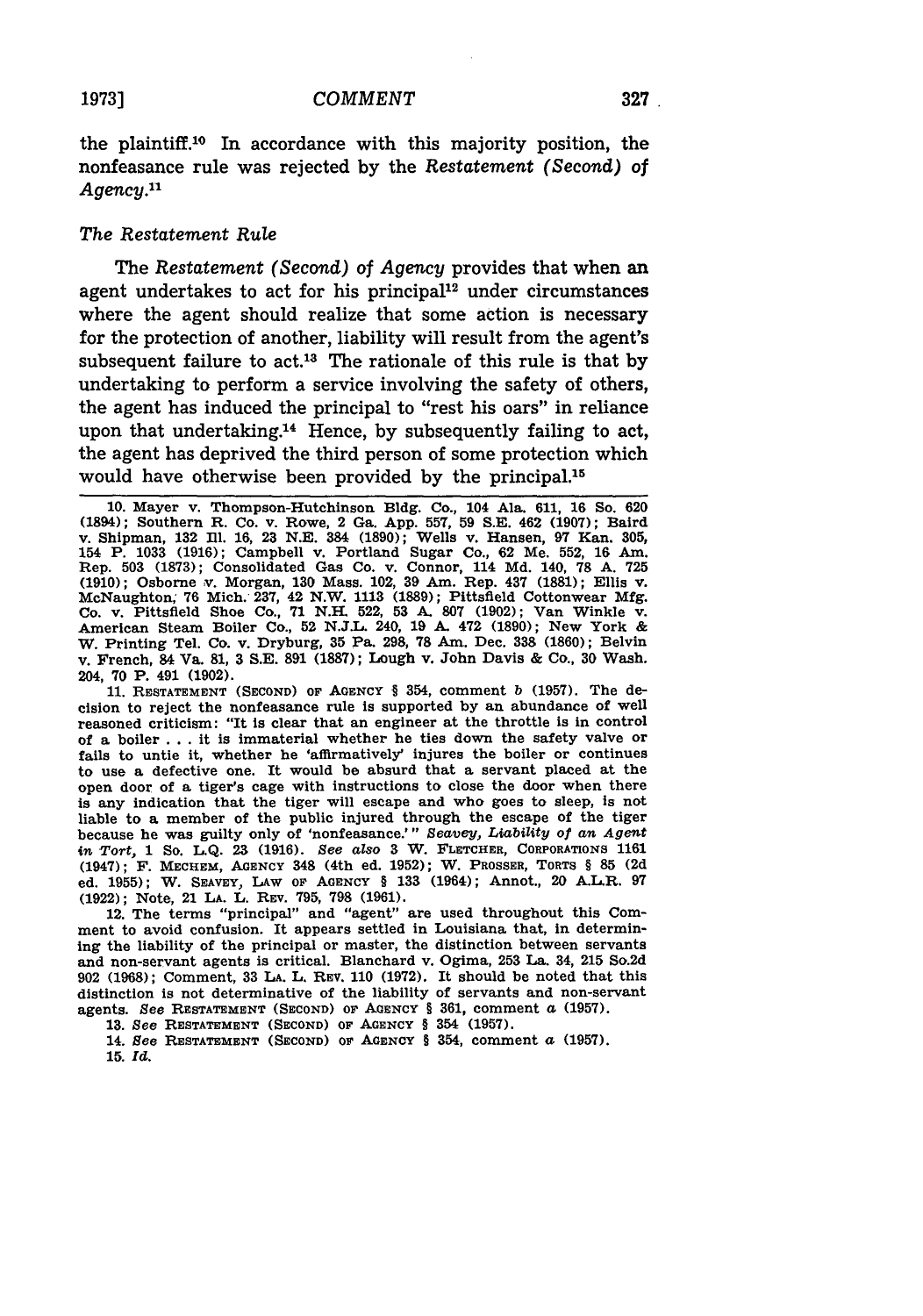the plaintiff.[10] In accordance with this majority position, the nonfeasance rule was rejected by the *Restatement (Second) of Agency*.[11]

### *The Restatement Rule*

The *Restatement (Second) of Agency* provides that when an agent undertakes to act for his principal[12] under circumstances where the agent should realize that some action is necessary for the protection of another, liability will result from the agent's subsequent failure to act.[13] The rationale of this rule is that by undertaking to perform a service involving the safety of others, the agent has induced the principal to "rest his oars" in reliance upon that undertaking.[14] Hence, by subsequently failing to act, the agent has deprived the third person of some protection which would have otherwise been provided by the principal.[15]

---

10. Mayer v. Thompson-Hutchinson Bldg. Co., 104 Ala. 611, 16 So. 620 (1894); Southern R. Co. v. Rowe, 2 Ga. App. 557, 59 S.E. 462 (1907); Baird v. Shipman, 132 Ill. 16, 23 N.E. 384 (1890); Wells v. Hansen, 97 Kan. 305, 154 P. 1033 (1916); Campbell v. Portland Sugar Co., 62 Me. 552, 16 Am. Rep. 503 (1873); Consolidated Gas Co. v. Connor, 114 Md. 140, 78 A. 725 (1910); Osborne v. Morgan, 130 Mass. 102, 39 Am. Rep. 437 (1881); Ellis v. McNaughton, 76 Mich. 237, 42 N.W. 1113 (1889); Pittsfield Cottonwear Mfg. Co. v. Pittsfield Shoe Co., 71 N.H. 522, 53 A. 807 (1902); Van Winkle v. American Steam Boiler Co., 52 N.J.L. 240, 19 A. 472 (1890); New York & W. Printing Tel. Co. v. Dryburg, 35 Pa. 298, 78 Am. Dec. 338 (1860); Belvin v. French, 84 Va. 81, 3 S.E. 891 (1887); Lough v. John Davis & Co., 30 Wash. 204, 70 P. 491 (1902).

11. RESTATEMENT (SECOND) OF AGENCY § 354, comment *b* (1957). The decision to reject the nonfeasance rule is supported by an abundance of well reasoned criticism: "It is clear that an engineer at the throttle is in control of a boiler . . . it is immaterial whether he ties down the safety valve or fails to untie it, whether he 'affirmatively' injures the boiler or continues to use a defective one. It would be absurd that a servant placed at the open door of a tiger's cage with instructions to close the door when there is any indication that the tiger will escape and who goes to sleep, is not liable to a member of the public injured through the escape of the tiger because he was guilty only of 'nonfeasance.'" *Seavey, Liability of an Agent in Tort*, 1 So. L.Q. 23 (1916). *See also* 3 W. FLETCHER, CORPORATIONS 1161 (1947); F. MECHEM, AGENCY 348 (4th ed. 1952); W. PROSSER, TORTS § 85 (2d ed. 1955); W. SEAVEY, LAW OF AGENCY § 133 (1964); Annot., 20 A.L.R. 97 (1922); Note, 21 LA. L. REV. 795, 798 (1961).

12. The terms "principal" and "agent" are used throughout this Comment to avoid confusion. It appears settled in Louisiana that, in determining the liability of the principal or master, the distinction between servants and non-servant agents is critical. Blanchard v. Ogima, 253 La. 34, 215 So.2d 902 (1968); Comment, 33 LA. L. REV. 110 (1972). It should be noted that this distinction is not determinative of the liability of servants and non-servant agents. *See* RESTATEMENT (SECOND) OF AGENCY § 361, comment *a* (1957).

13. *See* RESTATEMENT (SECOND) OF AGENCY § 354 (1957).

14. *See* RESTATEMENT (SECOND) OF AGENCY § 354, comment *a* (1957).

15. *Id.*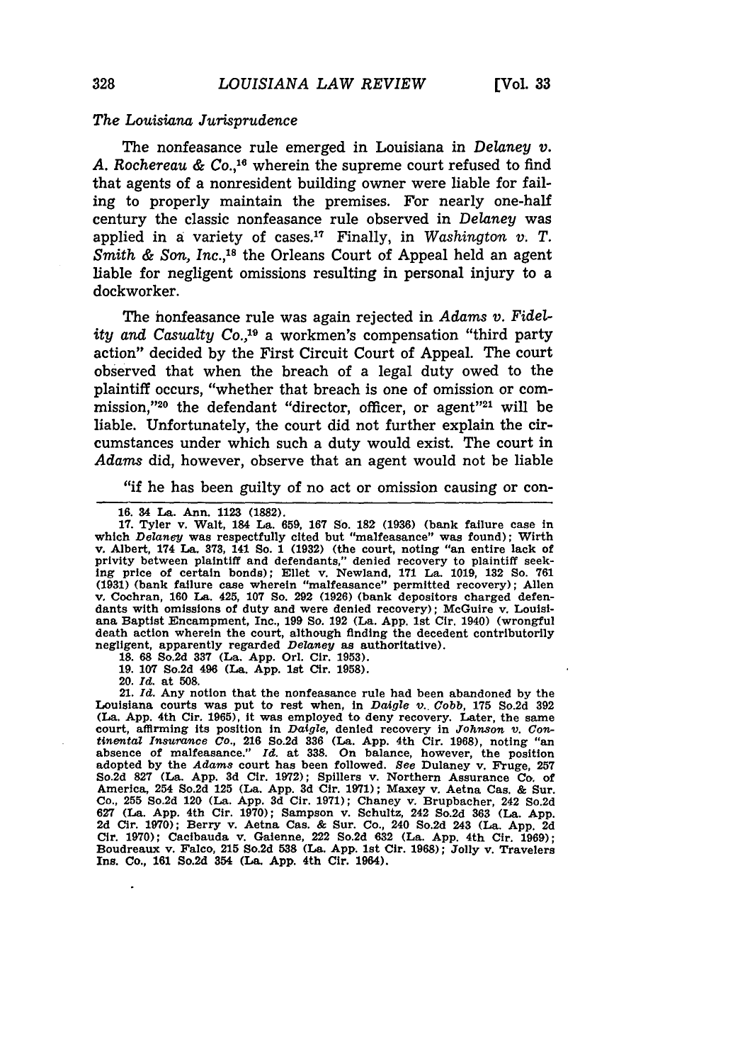*The Louisiana Jurisprudence*

The nonfeasance rule emerged in Louisiana in *Delaney v. A. Rochereau & Co.*,[16] wherein the supreme court refused to find that agents of a nonresident building owner were liable for failing to properly maintain the premises. For nearly one-half century the classic nonfeasance rule observed in *Delaney* was applied in a variety of cases.[17] Finally, in *Washington v. T. Smith & Son, Inc.*,[18] the Orleans Court of Appeal held an agent liable for negligent omissions resulting in personal injury to a dockworker.

The nonfeasance rule was again rejected in *Adams v. Fidelity and Casualty Co.*,[19] a workmen's compensation "third party action" decided by the First Circuit Court of Appeal. The court observed that when the breach of a legal duty owed to the plaintiff occurs, "whether that breach is one of omission or commission,"[20] the defendant "director, officer, or agent"[21] will be liable. Unfortunately, the court did not further explain the circumstances under which such a duty would exist. The court in *Adams* did, however, observe that an agent would not be liable

"if he has been guilty of no act or omission causing or con-

---

16. 34 La. Ann. 1123 (1882).

17. Tyler v. Walt, 184 La. 659, 167 So. 182 (1936) (bank failure case in which *Delaney* was respectfully cited but "malfeasance" was found); Wirth v. Albert, 174 La. 373, 141 So. 1 (1932) (the court, noting "an entire lack of privity between plaintiff and defendants," denied recovery to plaintiff seeking price of certain bonds); Ellet v. Newland, 171 La. 1019, 132 So. 761 (1931) (bank failure case wherein "malfeasance" permitted recovery); Allen v. Cochran, 160 La. 425, 107 So. 292 (1926) (bank depositors charged defendants with omissions of duty and were denied recovery); McGuire v. Louisiana Baptist Encampment, Inc., 199 So. 192 (La. App. 1st Cir. 1940) (wrongful death action wherein the court, although finding the decedent contributorily negligent, apparently regarded *Delaney* as authoritative).

18. 68 So.2d 337 (La. App. Orl. Cir. 1953).

19. 107 So.2d 496 (La. App. 1st Cir. 1958).

20. *Id.* at 508.

21. *Id.* Any notion that the nonfeasance rule had been abandoned by the Louisiana courts was put to rest when, in *Daigle v. Cobb*, 175 So.2d 392 (La. App. 4th Cir. 1965), it was employed to deny recovery. Later, the same court, affirming its position in *Daigle*, denied recovery in *Johnson v. Continental Insurance Co.*, 216 So.2d 336 (La. App. 4th Cir. 1968), noting "an absence of malfeasance." *Id.* at 338. On balance, however, the position adopted by the *Adams* court has been followed. *See* Dulaney v. Fruge, 257 So.2d 827 (La. App. 3d Cir. 1972); Spillers v. Northern Assurance Co. of America, 254 So.2d 125 (La. App. 3d Cir. 1971); Maxey v. Aetna Cas. & Sur. Co., 255 So.2d 120 (La. App. 3d Cir. 1971); Chaney v. Brupbacher, 242 So.2d 627 (La. App. 4th Cir. 1970); Sampson v. Schultz, 242 So.2d 363 (La. App. 2d Cir. 1970); Berry v. Aetna Cas. & Sur. Co., 240 So.2d 243 (La. App. 2d Cir. 1970); Cacibauda v. Gaienne, 222 So.2d 632 (La. App. 4th Cir. 1969); Boudreaux v. Falco, 215 So.2d 538 (La. App. 1st Cir. 1968); Jolly v. Travelers Ins. Co., 161 So.2d 354 (La. App. 4th Cir. 1964).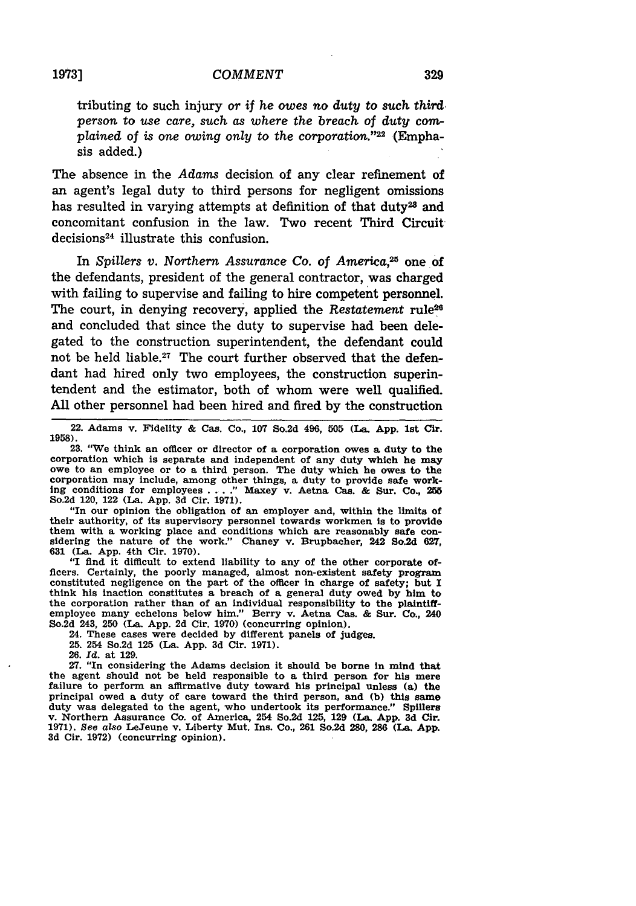tributing to such injury *or if he owes no duty to such third person to use care, such as where the breach of duty complained of is one owing only to the corporation.*"[22] (Emphasis added.)

The absence in the *Adams* decision of any clear refinement of an agent's legal duty to third persons for negligent omissions has resulted in varying attempts at definition of that duty[23] and concomitant confusion in the law. Two recent Third Circuit decisions[24] illustrate this confusion.

In *Spillers v. Northern Assurance Co. of America*,[25] one of the defendants, president of the general contractor, was charged with failing to supervise and failing to hire competent personnel. The court, in denying recovery, applied the *Restatement* rule[26] and concluded that since the duty to supervise had been delegated to the construction superintendent, the defendant could not be held liable.[27] The court further observed that the defendant had hired only two employees, the construction superintendent and the estimator, both of whom were well qualified. All other personnel had been hired and fired by the construction

---

22. Adams v. Fidelity & Cas. Co., 107 So.2d 496, 505 (La. App. 1st Cir. 1958).

23. "We think an officer or director of a corporation owes a duty to the corporation which is separate and independent of any duty which he may owe to an employee or to a third person. The duty which he owes to the corporation may include, among other things, a duty to provide safe working conditions for employees . . . ." Maxey v. Aetna Cas. & Sur. Co., 255 So.2d 120, 122 (La. App. 3d Cir. 1971).

"In our opinion the obligation of an employer and, within the limits of their authority, of its supervisory personnel towards workmen is to provide them with a working place and conditions which are reasonably safe considering the nature of the work." Chaney v. Brupbacher, 242 So.2d 627, 631 (La. App. 4th Cir. 1970).

"I find it difficult to extend liability to any of the other corporate officers. Certainly, the poorly managed, almost non-existent safety program constituted negligence on the part of the officer in charge of safety; but I think his inaction constitutes a breach of a general duty owed by him to the corporation rather than of an individual responsibility to the plaintiff-employee many echelons below him." Berry v. Aetna Cas. & Sur. Co., 240 So.2d 243, 250 (La. App. 2d Cir. 1970) (concurring opinion).

24. These cases were decided by different panels of judges.

25. 254 So.2d 125 (La. App. 3d Cir. 1971).

26. *Id.* at 129.

27. "In considering the Adams decision it should be borne in mind that the agent should not be held responsible to a third person for his mere failure to perform an affirmative duty toward his principal unless (a) the principal owed a duty of care toward the third person, and (b) this same duty was delegated to the agent, who undertook its performance." Spillers v. Northern Assurance Co. of America, 254 So.2d 125, 129 (La. App. 3d Cir. 1971). *See also* LeJeune v. Liberty Mut. Ins. Co., 261 So.2d 280, 286 (La. App. 3d Cir. 1972) (concurring opinion).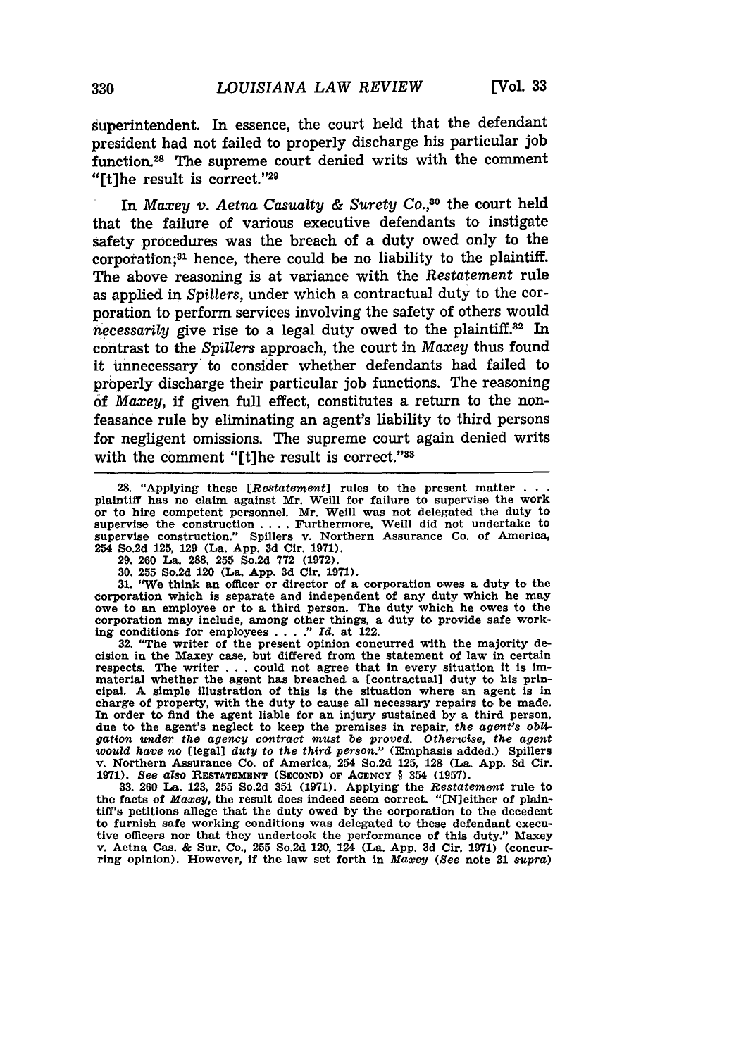superintendent. In essence, the court held that the defendant president had not failed to properly discharge his particular job function.[28] The supreme court denied writs with the comment "[t]he result is correct."[29]

In *Maxey v. Aetna Casualty & Surety Co.*,[30] the court held that the failure of various executive defendants to instigate safety procedures was the breach of a duty owed only to the corporation;[31] hence, there could be no liability to the plaintiff. The above reasoning is at variance with the *Restatement* rule as applied in *Spillers*, under which a contractual duty to the corporation to perform services involving the safety of others would *necessarily* give rise to a legal duty owed to the plaintiff.[32] In contrast to the *Spillers* approach, the court in *Maxey* thus found it unnecessary to consider whether defendants had failed to properly discharge their particular job functions. The reasoning of *Maxey*, if given full effect, constitutes a return to the nonfeasance rule by eliminating an agent's liability to third persons for negligent omissions. The supreme court again denied writs with the comment "[t]he result is correct."[33]

---

28. "Applying these [*Restatement*] rules to the present matter . . . plaintiff has no claim against Mr. Weill for failure to supervise the work or to hire competent personnel. Mr. Weill was not delegated the duty to supervise the construction . . . . Furthermore, Weill did not undertake to supervise construction." Spillers v. Northern Assurance Co. of America, 254 So.2d 125, 129 (La. App. 3d Cir. 1971).

29. 260 La. 288, 255 So.2d 772 (1972).

30. 255 So.2d 120 (La. App. 3d Cir. 1971).

31. "We think an officer or director of a corporation owes a duty to the corporation which is separate and independent of any duty which he may owe to an employee or to a third person. The duty which he owes to the corporation may include, among other things, a duty to provide safe working conditions for employees . . . ." *Id.* at 122.

32. "The writer of the present opinion concurred with the majority decision in the Maxey case, but differed from the statement of law in certain respects. The writer . . . could not agree that in every situation it is immaterial whether the agent has breached a [contractual] duty to his principal. A simple illustration of this is the situation where an agent is in charge of property, with the duty to cause all necessary repairs to be made. In order to find the agent liable for an injury sustained by a third person, due to the agent's neglect to keep the premises in repair, *the agent's obligation under the agency contract must be proved. Otherwise, the agent would have no* [legal] *duty to the third person.*" (Emphasis added.) Spillers v. Northern Assurance Co. of America, 254 So.2d 125, 128 (La. App. 3d Cir. 1971). *See also* RESTATEMENT (SECOND) OF AGENCY § 354 (1957).

33. 260 La. 123, 255 So.2d 351 (1971). Applying the *Restatement* rule to the facts of *Maxey*, the result does indeed seem correct. "[N]either of plaintiff's petitions allege that the duty owed by the corporation to the decedent to furnish safe working conditions was delegated to these defendant executive officers nor that they undertook the performance of this duty." Maxey v. Aetna Cas. & Sur. Co., 255 So.2d 120, 124 (La. App. 3d Cir. 1971) (concurring opinion). However, if the law set forth in *Maxey* (*See* note 31 *supra*)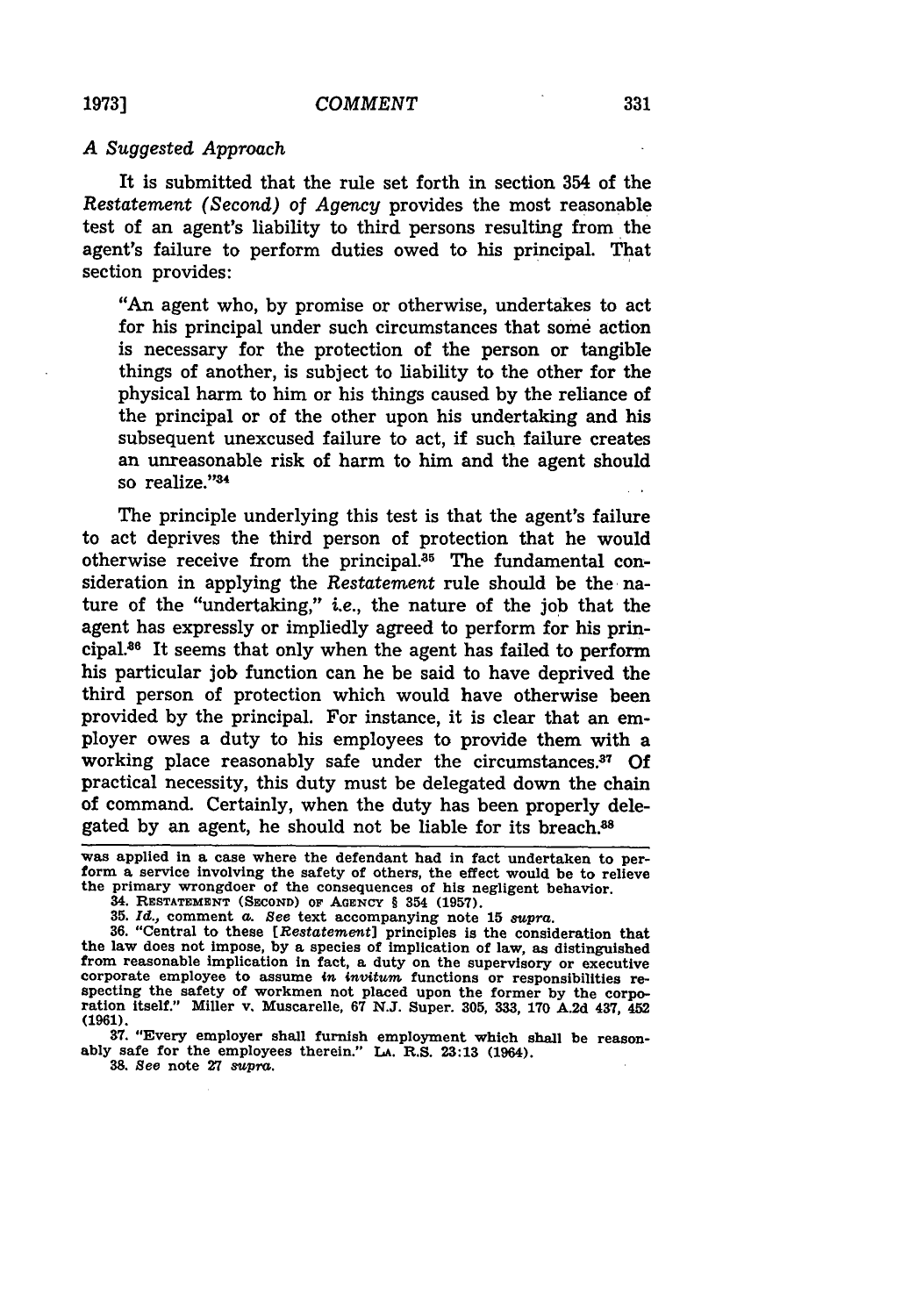### *A Suggested Approach*

It is submitted that the rule set forth in section 354 of the *Restatement (Second) of Agency* provides the most reasonable test of an agent's liability to third persons resulting from the agent's failure to perform duties owed to his principal. That section provides:

> "An agent who, by promise or otherwise, undertakes to act for his principal under such circumstances that some action is necessary for the protection of the person or tangible things of another, is subject to liability to the other for the physical harm to him or his things caused by the reliance of the principal or of the other upon his undertaking and his subsequent unexcused failure to act, if such failure creates an unreasonable risk of harm to him and the agent should so realize."[34]

The principle underlying this test is that the agent's failure to act deprives the third person of protection that he would otherwise receive from the principal.[35] The fundamental consideration in applying the *Restatement* rule should be the nature of the "undertaking," *i.e.*, the nature of the job that the agent has expressly or impliedly agreed to perform for his principal.[36] It seems that only when the agent has failed to perform his particular job function can he be said to have deprived the third person of protection which would have otherwise been provided by the principal. For instance, it is clear that an employer owes a duty to his employees to provide them with a working place reasonably safe under the circumstances.[37] Of practical necessity, this duty must be delegated down the chain of command. Certainly, when the duty has been properly delegated by an agent, he should not be liable for its breach.[38]

---

was applied in a case where the defendant had in fact undertaken to perform a service involving the safety of others, the effect would be to relieve the primary wrongdoer of the consequences of his negligent behavior.

34. RESTATEMENT (SECOND) OF AGENCY § 354 (1957).

35. *Id.*, comment *a.* *See* text accompanying note 15 *supra.*

36. "Central to these [*Restatement*] principles is the consideration that the law does not impose, by a species of implication of law, as distinguished from reasonable implication in fact, a duty on the supervisory or executive corporate employee to assume *in invitum* functions or responsibilities respecting the safety of workmen not placed upon the former by the corporation itself." Miller v. Muscarelle, 67 N.J. Super. 305, 333, 170 A.2d 437, 452 (1961).

37. "Every employer shall furnish employment which shall be reasonably safe for the employees therein." LA. R.S. 23:13 (1964).

38. *See* note 27 *supra.*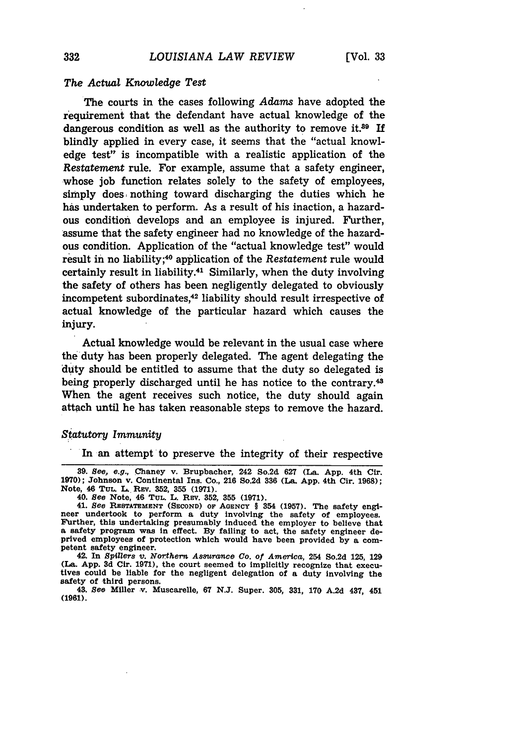*The Actual Knowledge Test*

The courts in the cases following *Adams* have adopted the requirement that the defendant have actual knowledge of the dangerous condition as well as the authority to remove it.[39] If blindly applied in every case, it seems that the "actual knowledge test" is incompatible with a realistic application of the *Restatement* rule. For example, assume that a safety engineer, whose job function relates solely to the safety of employees, simply does nothing toward discharging the duties which he has undertaken to perform. As a result of his inaction, a hazardous condition develops and an employee is injured. Further, assume that the safety engineer had no knowledge of the hazardous condition. Application of the "actual knowledge test" would result in no liability;[40] application of the *Restatement* rule would certainly result in liability.[41] Similarly, when the duty involving the safety of others has been negligently delegated to obviously incompetent subordinates,[42] liability should result irrespective of actual knowledge of the particular hazard which causes the injury.

Actual knowledge would be relevant in the usual case where the duty has been properly delegated. The agent delegating the duty should be entitled to assume that the duty so delegated is being properly discharged until he has notice to the contrary.[43] When the agent receives such notice, the duty should again attach until he has taken reasonable steps to remove the hazard.

*Statutory Immunity*

In an attempt to preserve the integrity of their respective

---

39. *See, e.g.*, Chaney v. Brupbacher, 242 So.2d 627 (La. App. 4th Cir. 1970); Johnson v. Continental Ins. Co., 216 So.2d 336 (La. App. 4th Cir. 1968); Note, 46 TUL. L. REV. 352, 355 (1971).

40. *See* Note, 46 TUL. L. REV. 352, 355 (1971).

41. *See* RESTATEMENT (SECOND) OF AGENCY § 354 (1957). The safety engineer undertook to perform a duty involving the safety of employees. Further, this undertaking presumably induced the employer to believe that a safety program was in effect. By failing to act, the safety engineer deprived employees of protection which would have been provided by a competent safety engineer.

42. In *Spillers v. Northern Assurance Co. of America*, 254 So.2d 125, 129 (La. App. 3d Cir. 1971), the court seemed to implicitly recognize that executives could be liable for the negligent delegation of a duty involving the safety of third persons.

43. *See* Miller v. Muscarelle, 67 N.J. Super. 305, 331, 170 A.2d 437, 451 (1961).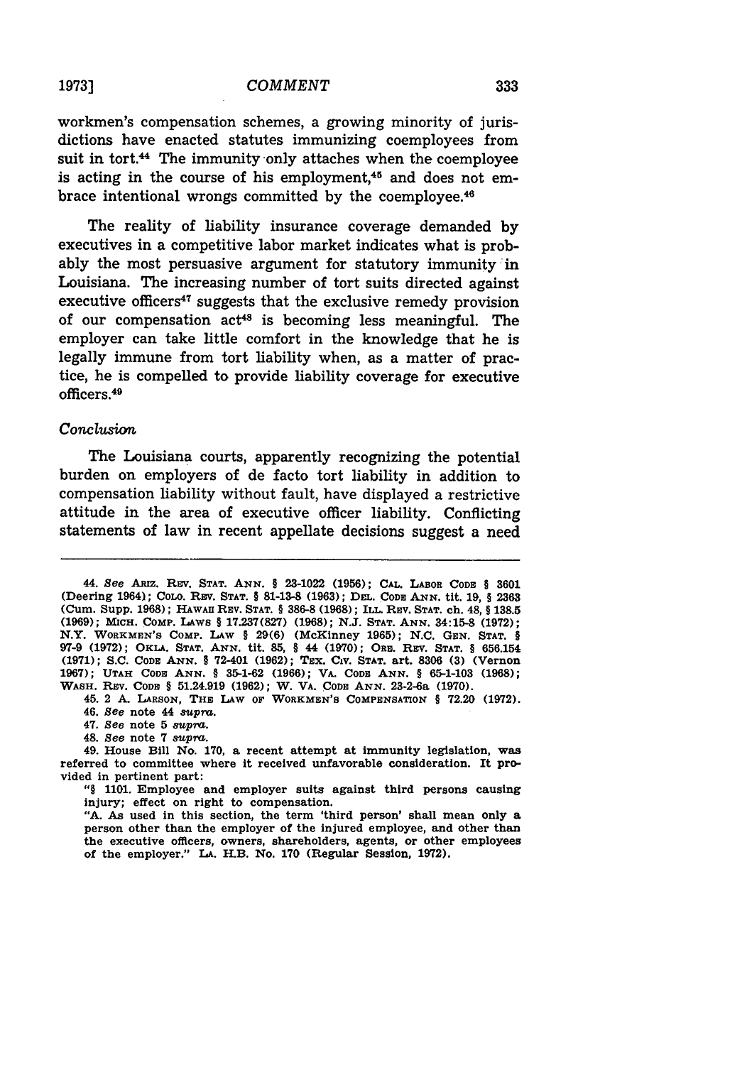workmen's compensation schemes, a growing minority of jurisdictions have enacted statutes immunizing coemployees from suit in tort.[44] The immunity only attaches when the coemployee is acting in the course of his employment,[45] and does not embrace intentional wrongs committed by the coemployee.[46]

The reality of liability insurance coverage demanded by executives in a competitive labor market indicates what is probably the most persuasive argument for statutory immunity in Louisiana. The increasing number of tort suits directed against executive officers[47] suggests that the exclusive remedy provision of our compensation act[48] is becoming less meaningful. The employer can take little comfort in the knowledge that he is legally immune from tort liability when, as a matter of practice, he is compelled to provide liability coverage for executive officers.[49]

### *Conclusion*

The Louisiana courts, apparently recognizing the potential burden on employers of de facto tort liability in addition to compensation liability without fault, have displayed a restrictive attitude in the area of executive officer liability. Conflicting statements of law in recent appellate decisions suggest a need

---

44. *See* ARIZ. REV. STAT. ANN. § 23-1022 (1956); CAL. LABOR CODE § 3601 (Deering 1964); COLO. REV. STAT. § 81-13-8 (1963); DEL. CODE ANN. tit. 19, § 2363 (Cum. Supp. 1968); HAWAII REV. STAT. § 386-8 (1968); ILL. REV. STAT. ch. 48, § 138.5 (1969); MICH. COMP. LAWS § 17.237(827) (1968); N.J. STAT. ANN. 34:15-8 (1972); N.Y. WORKMEN'S COMP. LAW § 29(6) (McKinney 1965); N.C. GEN. STAT. § 97-9 (1972); OKLA. STAT. ANN. tit. 85, § 44 (1970); ORE. REV. STAT. § 656.154 (1971); S.C. CODE ANN. § 72-401 (1962); TEX. CIV. STAT. art. 8306 (3) (Vernon 1967); UTAH CODE ANN. § 35-1-62 (1966); VA. CODE ANN. § 65-1-103 (1968); WASH. REV. CODE § 51.24.919 (1962); W. VA. CODE ANN. 23-2-6a (1970).

45. 2 A. LARSON, THE LAW OF WORKMEN'S COMPENSATION § 72.20 (1972).

46. *See* note 44 *supra*.

47. *See* note 5 *supra*.

48. *See* note 7 *supra*.

49. House Bill No. 170, a recent attempt at immunity legislation, was referred to committee where it received unfavorable consideration. It provided in pertinent part:

"§ 1101. Employee and employer suits against third persons causing injury; effect on right to compensation.

"A. As used in this section, the term 'third person' shall mean only a person other than the employer of the injured employee, and other than the executive officers, owners, shareholders, agents, or other employees of the employer." LA. H.B. No. 170 (Regular Session, 1972).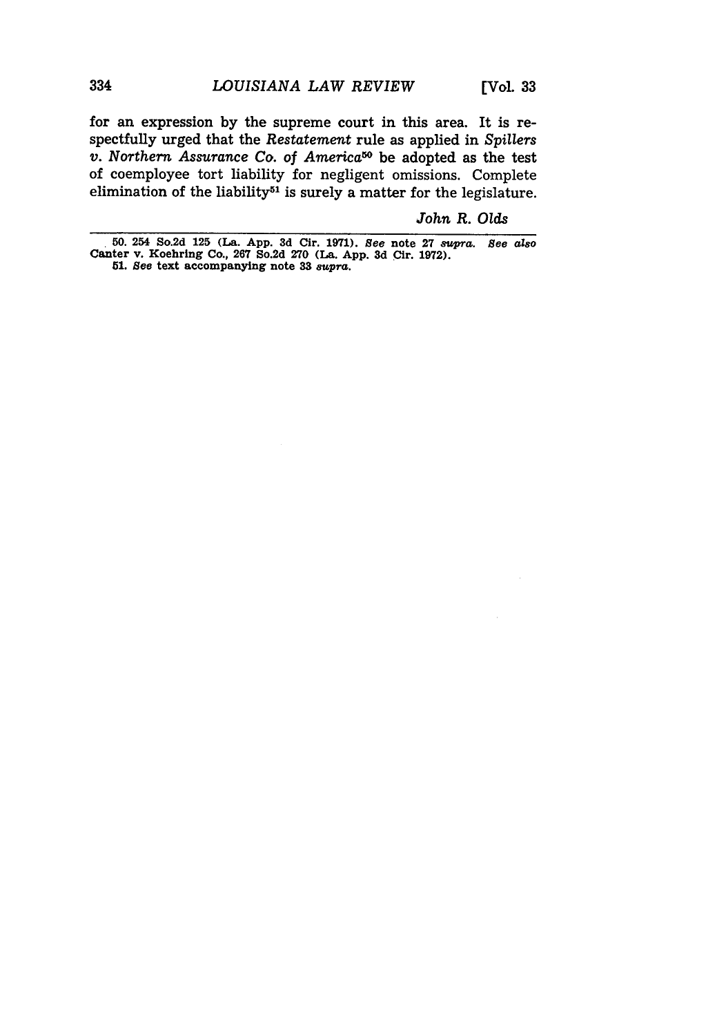for an expression by the supreme court in this area. It is respectfully urged that the *Restatement* rule as applied in *Spillers v. Northern Assurance Co. of America*[50] be adopted as the test of coemployee tort liability for negligent omissions. Complete elimination of the liability[51] is surely a matter for the legislature.

*John R. Olds*

---

50. 254 So.2d 125 (La. App. 3d Cir. 1971). *See* note 27 *supra*. *See also* Canter v. Koehring Co., 267 So.2d 270 (La. App. 3d Cir. 1972).

51. *See* text accompanying note 33 *supra*.